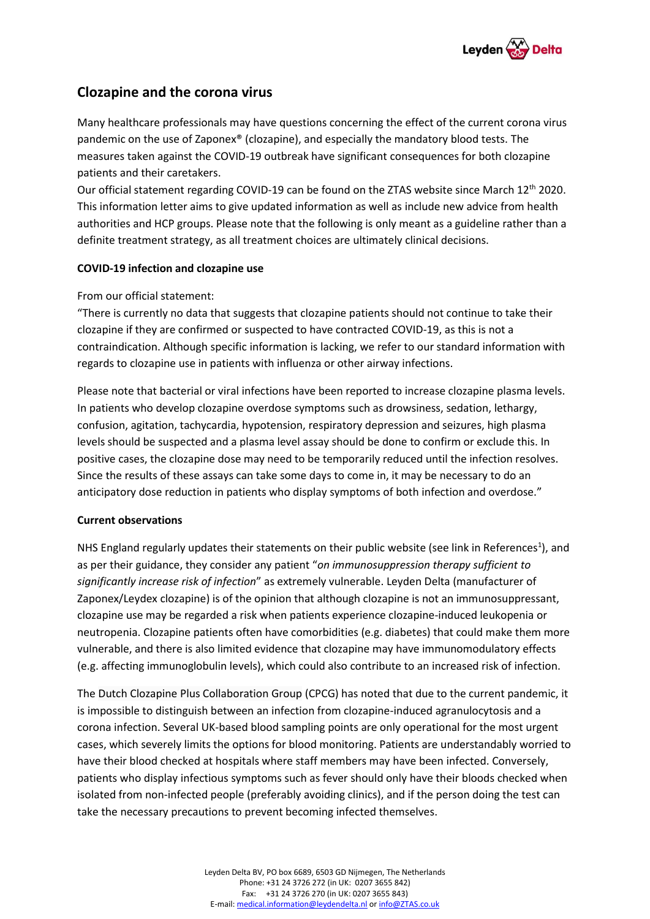# Clozapine and the corona virus

Many healthcare professionals may have questions concerning the effect of the current corona virus pandemic on the use of Zaponex® (clozapine), and especially the mandatory blood tests. The measures taken against the COVID-19 outbreak have significant consequences for both clozapine patients and their caretakers.
Our official statement regarding COVID-19 can be found on the ZTAS website since March 12th 2020. This information letter aims to give updated information as well as include new advice from health authorities and HCP groups. Please note that the following is only meant as a guideline rather than a definite treatment strategy, as all treatment choices are ultimately clinical decisions.

**COVID-19 infection and clozapine use**

From our official statement:
"There is currently no data that suggests that clozapine patients should not continue to take their clozapine if they are confirmed or suspected to have contracted COVID-19, as this is not a contraindication. Although specific information is lacking, we refer to our standard information with regards to clozapine use in patients with influenza or other airway infections.

Please note that bacterial or viral infections have been reported to increase clozapine plasma levels. In patients who develop clozapine overdose symptoms such as drowsiness, sedation, lethargy, confusion, agitation, tachycardia, hypotension, respiratory depression and seizures, high plasma levels should be suspected and a plasma level assay should be done to confirm or exclude this. In positive cases, the clozapine dose may need to be temporarily reduced until the infection resolves. Since the results of these assays can take some days to come in, it may be necessary to do an anticipatory dose reduction in patients who display symptoms of both infection and overdose."

**Current observations**

NHS England regularly updates their statements on their public website (see link in References[1]), and as per their guidance, they consider any patient "*on immunosuppression therapy sufficient to significantly increase risk of infection*" as extremely vulnerable. Leyden Delta (manufacturer of Zaponex/Leydex clozapine) is of the opinion that although clozapine is not an immunosuppressant, clozapine use may be regarded a risk when patients experience clozapine-induced leukopenia or neutropenia. Clozapine patients often have comorbidities (e.g. diabetes) that could make them more vulnerable, and there is also limited evidence that clozapine may have immunomodulatory effects (e.g. affecting immunoglobulin levels), which could also contribute to an increased risk of infection.

The Dutch Clozapine Plus Collaboration Group (CPCG) has noted that due to the current pandemic, it is impossible to distinguish between an infection from clozapine-induced agranulocytosis and a corona infection. Several UK-based blood sampling points are only operational for the most urgent cases, which severely limits the options for blood monitoring. Patients are understandably worried to have their blood checked at hospitals where staff members may have been infected. Conversely, patients who display infectious symptoms such as fever should only have their bloods checked when isolated from non-infected people (preferably avoiding clinics), and if the person doing the test can take the necessary precautions to prevent becoming infected themselves.

Leyden Delta BV, PO box 6689, 6503 GD Nijmegen, The Netherlands
Phone: +31 24 3726 272 (in UK: 0207 3655 842)
Fax: +31 24 3726 270 (in UK: 0207 3655 843)
E-mail: medical.information@leydendelta.nl or info@ZTAS.co.uk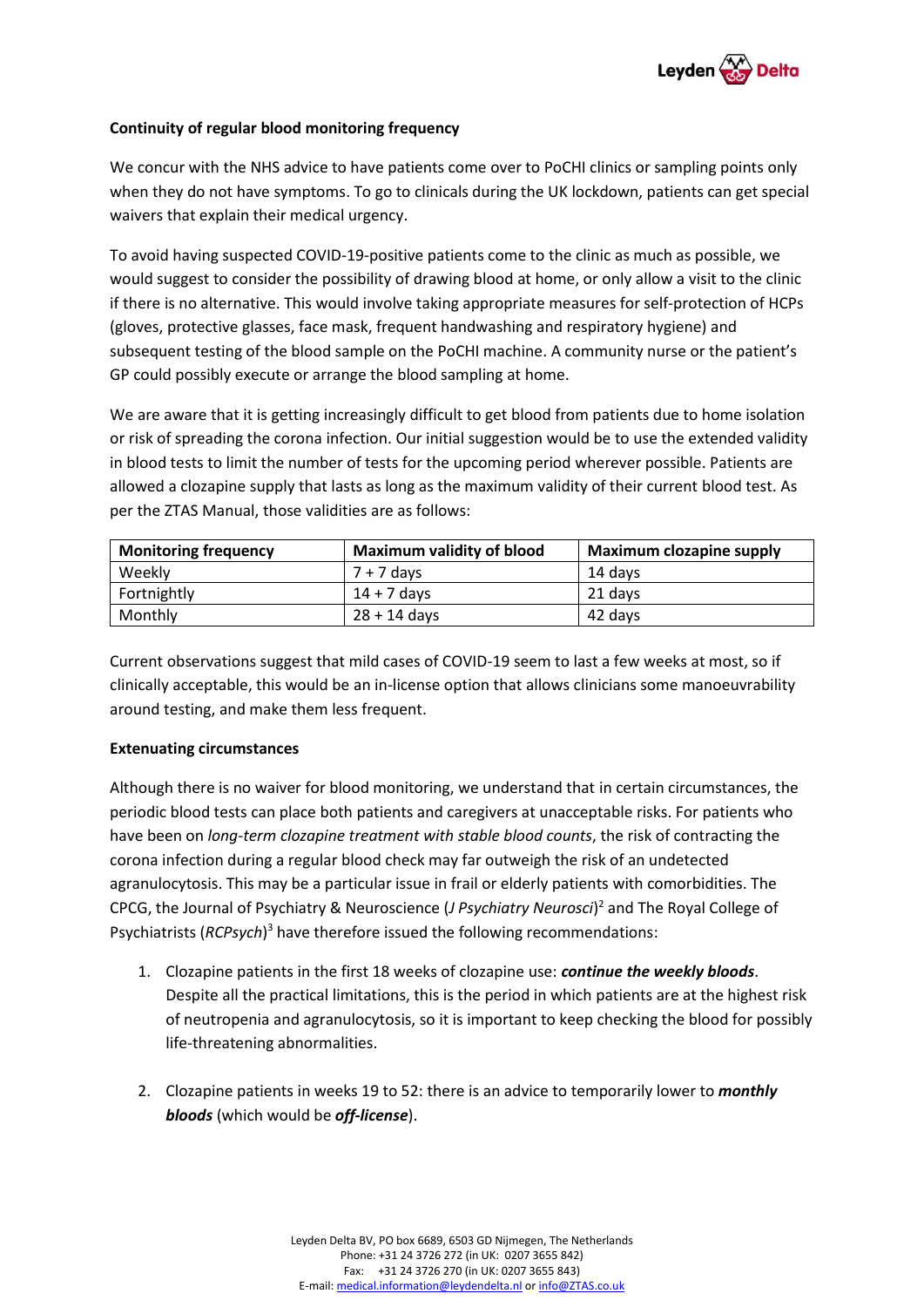**Continuity of regular blood monitoring frequency**

We concur with the NHS advice to have patients come over to PoCHI clinics or sampling points only when they do not have symptoms. To go to clinicals during the UK lockdown, patients can get special waivers that explain their medical urgency.

To avoid having suspected COVID-19-positive patients come to the clinic as much as possible, we would suggest to consider the possibility of drawing blood at home, or only allow a visit to the clinic if there is no alternative. This would involve taking appropriate measures for self-protection of HCPs (gloves, protective glasses, face mask, frequent handwashing and respiratory hygiene) and subsequent testing of the blood sample on the PoCHI machine. A community nurse or the patient's GP could possibly execute or arrange the blood sampling at home.

We are aware that it is getting increasingly difficult to get blood from patients due to home isolation or risk of spreading the corona infection. Our initial suggestion would be to use the extended validity in blood tests to limit the number of tests for the upcoming period wherever possible. Patients are allowed a clozapine supply that lasts as long as the maximum validity of their current blood test. As per the ZTAS Manual, those validities are as follows:

| Monitoring frequency | Maximum validity of blood | Maximum clozapine supply |
|---|---|---|
| Weekly | 7 + 7 days | 14 days |
| Fortnightly | 14 + 7 days | 21 days |
| Monthly | 28 + 14 days | 42 days |

Current observations suggest that mild cases of COVID-19 seem to last a few weeks at most, so if clinically acceptable, this would be an in-license option that allows clinicians some manoeuvrability around testing, and make them less frequent.

**Extenuating circumstances**

Although there is no waiver for blood monitoring, we understand that in certain circumstances, the periodic blood tests can place both patients and caregivers at unacceptable risks. For patients who have been on *long-term clozapine treatment with stable blood counts*, the risk of contracting the corona infection during a regular blood check may far outweigh the risk of an undetected agranulocytosis. This may be a particular issue in frail or elderly patients with comorbidities. The CPCG, the Journal of Psychiatry & Neuroscience (*J Psychiatry Neurosci*)[2] and The Royal College of Psychiatrists (*RCPsych*)[3] have therefore issued the following recommendations:

1. Clozapine patients in the first 18 weeks of clozapine use: ***continue the weekly bloods***. Despite all the practical limitations, this is the period in which patients are at the highest risk of neutropenia and agranulocytosis, so it is important to keep checking the blood for possibly life-threatening abnormalities.

2. Clozapine patients in weeks 19 to 52: there is an advice to temporarily lower to ***monthly bloods*** (which would be ***off-license***).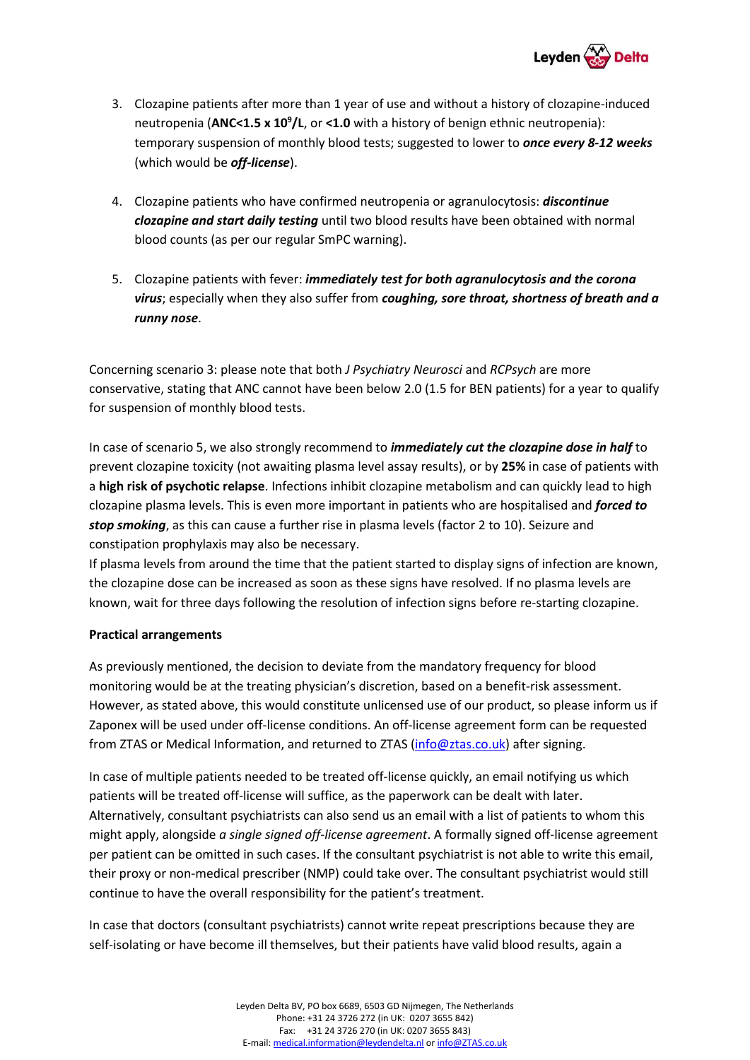3. Clozapine patients after more than 1 year of use and without a history of clozapine-induced neutropenia (**ANC<1.5 x $10^9$/L**, or **<1.0** with a history of benign ethnic neutropenia): temporary suspension of monthly blood tests; suggested to lower to ***once every 8-12 weeks*** (which would be ***off-license***).

4. Clozapine patients who have confirmed neutropenia or agranulocytosis: ***discontinue clozapine and start daily testing*** until two blood results have been obtained with normal blood counts (as per our regular SmPC warning).

5. Clozapine patients with fever: ***immediately test for both agranulocytosis and the corona virus***; especially when they also suffer from ***coughing, sore throat, shortness of breath and a runny nose***.

Concerning scenario 3: please note that both *J Psychiatry Neurosci* and *RCPsych* are more conservative, stating that ANC cannot have been below 2.0 (1.5 for BEN patients) for a year to qualify for suspension of monthly blood tests.

In case of scenario 5, we also strongly recommend to ***immediately cut the clozapine dose in half*** to prevent clozapine toxicity (not awaiting plasma level assay results), or by **25%** in case of patients with a **high risk of psychotic relapse**. Infections inhibit clozapine metabolism and can quickly lead to high clozapine plasma levels. This is even more important in patients who are hospitalised and ***forced to stop smoking***, as this can cause a further rise in plasma levels (factor 2 to 10). Seizure and constipation prophylaxis may also be necessary.
If plasma levels from around the time that the patient started to display signs of infection are known, the clozapine dose can be increased as soon as these signs have resolved. If no plasma levels are known, wait for three days following the resolution of infection signs before re-starting clozapine.

**Practical arrangements**

As previously mentioned, the decision to deviate from the mandatory frequency for blood monitoring would be at the treating physician's discretion, based on a benefit-risk assessment. However, as stated above, this would constitute unlicensed use of our product, so please inform us if Zaponex will be used under off-license conditions. An off-license agreement form can be requested from ZTAS or Medical Information, and returned to ZTAS (info@ztas.co.uk) after signing.

In case of multiple patients needed to be treated off-license quickly, an email notifying us which patients will be treated off-license will suffice, as the paperwork can be dealt with later. Alternatively, consultant psychiatrists can also send us an email with a list of patients to whom this might apply, alongside *a single signed off-license agreement*. A formally signed off-license agreement per patient can be omitted in such cases. If the consultant psychiatrist is not able to write this email, their proxy or non-medical prescriber (NMP) could take over. The consultant psychiatrist would still continue to have the overall responsibility for the patient's treatment.

In case that doctors (consultant psychiatrists) cannot write repeat prescriptions because they are self-isolating or have become ill themselves, but their patients have valid blood results, again a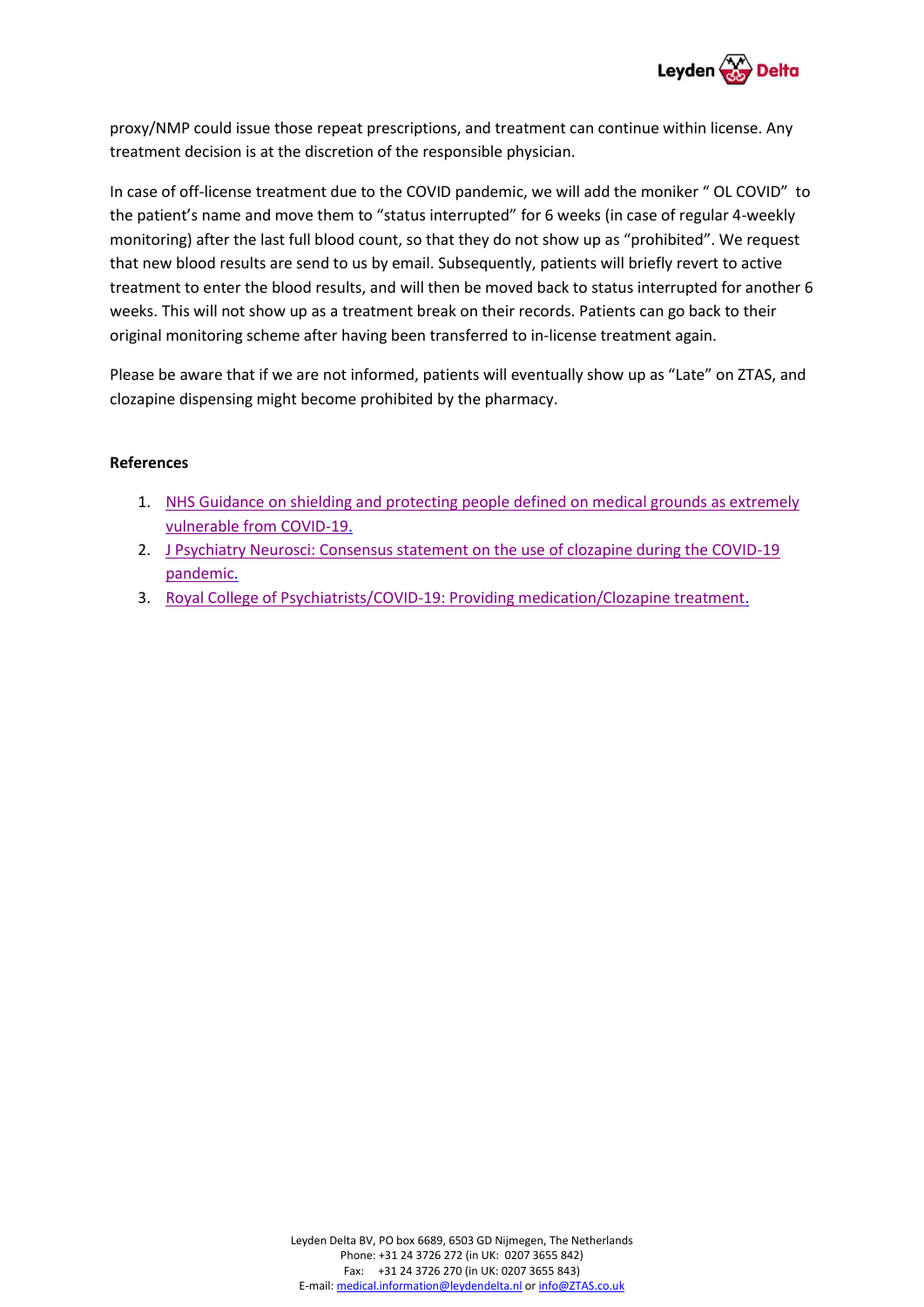proxy/NMP could issue those repeat prescriptions, and treatment can continue within license. Any treatment decision is at the discretion of the responsible physician.

In case of off-license treatment due to the COVID pandemic, we will add the moniker " OL COVID" to the patient's name and move them to "status interrupted" for 6 weeks (in case of regular 4-weekly monitoring) after the last full blood count, so that they do not show up as "prohibited". We request that new blood results are send to us by email. Subsequently, patients will briefly revert to active treatment to enter the blood results, and will then be moved back to status interrupted for another 6 weeks. This will not show up as a treatment break on their records. Patients can go back to their original monitoring scheme after having been transferred to in-license treatment again.

Please be aware that if we are not informed, patients will eventually show up as "Late" on ZTAS, and clozapine dispensing might become prohibited by the pharmacy.

**References**

1. NHS Guidance on shielding and protecting people defined on medical grounds as extremely vulnerable from COVID-19.
2. J Psychiatry Neurosci: Consensus statement on the use of clozapine during the COVID-19 pandemic.
3. Royal College of Psychiatrists/COVID-19: Providing medication/Clozapine treatment.

Leyden Delta BV, PO box 6689, 6503 GD Nijmegen, The Netherlands
Phone: +31 24 3726 272 (in UK: 0207 3655 842)
Fax: +31 24 3726 270 (in UK: 0207 3655 843)
E-mail: medical.information@leydendelta.nl or info@ZTAS.co.uk